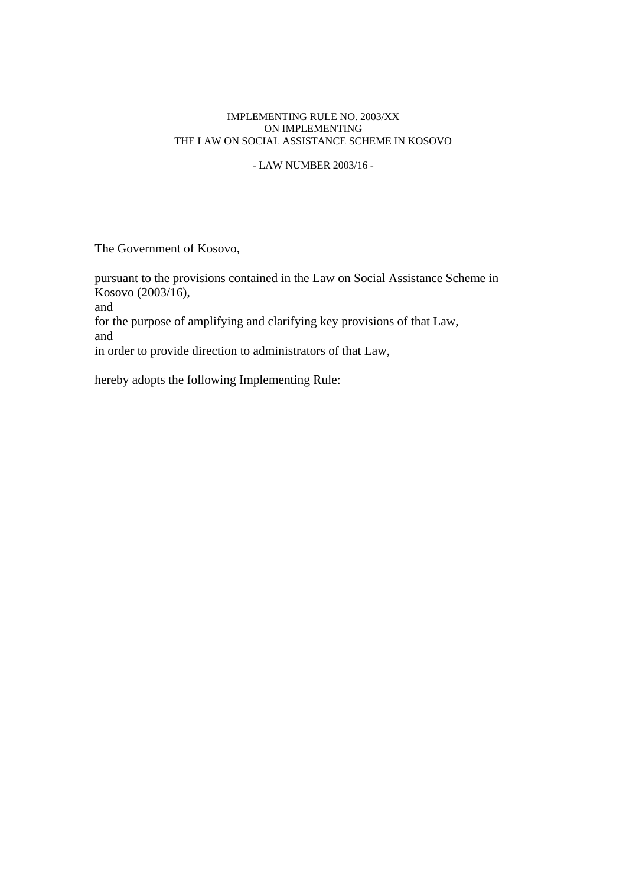# IMPLEMENTING RULE NO. 2003/XX ON IMPLEMENTING THE LAW ON SOCIAL ASSISTANCE SCHEME IN KOSOVO

- LAW NUMBER 2003/16 -

The Government of Kosovo,

pursuant to the provisions contained in the Law on Social Assistance Scheme in Kosovo (2003/16),
and
for the purpose of amplifying and clarifying key provisions of that Law,
and
in order to provide direction to administrators of that Law,

hereby adopts the following Implementing Rule: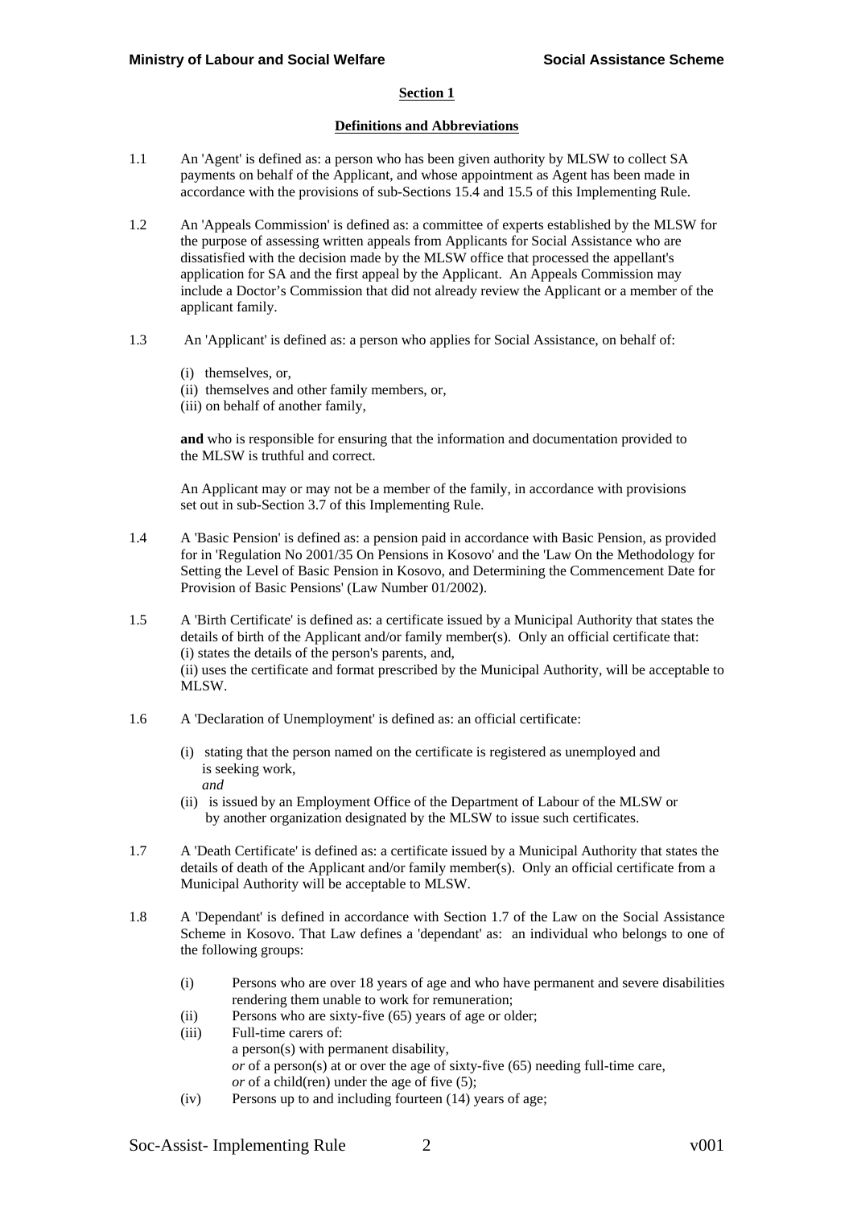## Section 1

### Definitions and Abbreviations

1.1 An 'Agent' is defined as: a person who has been given authority by MLSW to collect SA payments on behalf of the Applicant, and whose appointment as Agent has been made in accordance with the provisions of sub-Sections 15.4 and 15.5 of this Implementing Rule.

1.2 An 'Appeals Commission' is defined as: a committee of experts established by the MLSW for the purpose of assessing written appeals from Applicants for Social Assistance who are dissatisfied with the decision made by the MLSW office that processed the appellant's application for SA and the first appeal by the Applicant. An Appeals Commission may include a Doctor's Commission that did not already review the Applicant or a member of the applicant family.

1.3 An 'Applicant' is defined as: a person who applies for Social Assistance, on behalf of:

(i) themselves, or,
(ii) themselves and other family members, or,
(iii) on behalf of another family,

**and** who is responsible for ensuring that the information and documentation provided to the MLSW is truthful and correct.

An Applicant may or may not be a member of the family, in accordance with provisions set out in sub-Section 3.7 of this Implementing Rule.

1.4 A 'Basic Pension' is defined as: a pension paid in accordance with Basic Pension, as provided for in 'Regulation No 2001/35 On Pensions in Kosovo' and the 'Law On the Methodology for Setting the Level of Basic Pension in Kosovo, and Determining the Commencement Date for Provision of Basic Pensions' (Law Number 01/2002).

1.5 A 'Birth Certificate' is defined as: a certificate issued by a Municipal Authority that states the details of birth of the Applicant and/or family member(s). Only an official certificate that:
(i) states the details of the person's parents, and,
(ii) uses the certificate and format prescribed by the Municipal Authority, will be acceptable to MLSW.

1.6 A 'Declaration of Unemployment' is defined as: an official certificate:

(i) stating that the person named on the certificate is registered as unemployed and is seeking work,
*and*
(ii) is issued by an Employment Office of the Department of Labour of the MLSW or by another organization designated by the MLSW to issue such certificates.

1.7 A 'Death Certificate' is defined as: a certificate issued by a Municipal Authority that states the details of death of the Applicant and/or family member(s). Only an official certificate from a Municipal Authority will be acceptable to MLSW.

1.8 A 'Dependant' is defined in accordance with Section 1.7 of the Law on the Social Assistance Scheme in Kosovo. That Law defines a 'dependant' as: an individual who belongs to one of the following groups:

(i) Persons who are over 18 years of age and who have permanent and severe disabilities rendering them unable to work for remuneration;
(ii) Persons who are sixty-five (65) years of age or older;
(iii) Full-time carers of:
a person(s) with permanent disability,
*or* of a person(s) at or over the age of sixty-five (65) needing full-time care,
*or* of a child(ren) under the age of five (5);
(iv) Persons up to and including fourteen (14) years of age;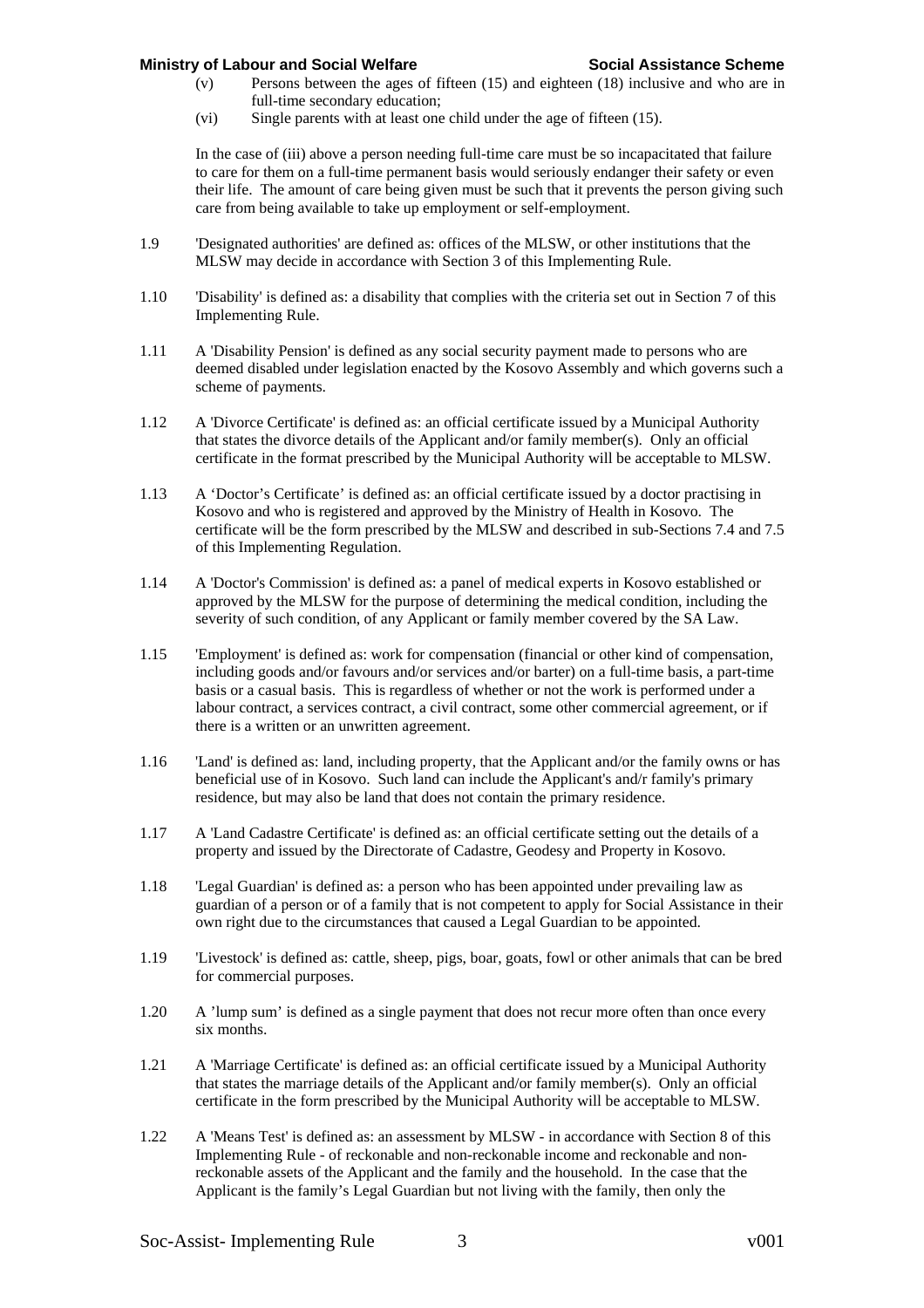(v) Persons between the ages of fifteen (15) and eighteen (18) inclusive and who are in full-time secondary education;

(vi) Single parents with at least one child under the age of fifteen (15).

In the case of (iii) above a person needing full-time care must be so incapacitated that failure to care for them on a full-time permanent basis would seriously endanger their safety or even their life. The amount of care being given must be such that it prevents the person giving such care from being available to take up employment or self-employment.

1.9 'Designated authorities' are defined as: offices of the MLSW, or other institutions that the MLSW may decide in accordance with Section 3 of this Implementing Rule.

1.10 'Disability' is defined as: a disability that complies with the criteria set out in Section 7 of this Implementing Rule.

1.11 A 'Disability Pension' is defined as any social security payment made to persons who are deemed disabled under legislation enacted by the Kosovo Assembly and which governs such a scheme of payments.

1.12 A 'Divorce Certificate' is defined as: an official certificate issued by a Municipal Authority that states the divorce details of the Applicant and/or family member(s). Only an official certificate in the format prescribed by the Municipal Authority will be acceptable to MLSW.

1.13 A 'Doctor's Certificate' is defined as: an official certificate issued by a doctor practising in Kosovo and who is registered and approved by the Ministry of Health in Kosovo. The certificate will be the form prescribed by the MLSW and described in sub-Sections 7.4 and 7.5 of this Implementing Regulation.

1.14 A 'Doctor's Commission' is defined as: a panel of medical experts in Kosovo established or approved by the MLSW for the purpose of determining the medical condition, including the severity of such condition, of any Applicant or family member covered by the SA Law.

1.15 'Employment' is defined as: work for compensation (financial or other kind of compensation, including goods and/or favours and/or services and/or barter) on a full-time basis, a part-time basis or a casual basis. This is regardless of whether or not the work is performed under a labour contract, a services contract, a civil contract, some other commercial agreement, or if there is a written or an unwritten agreement.

1.16 'Land' is defined as: land, including property, that the Applicant and/or the family owns or has beneficial use of in Kosovo. Such land can include the Applicant's and/r family's primary residence, but may also be land that does not contain the primary residence.

1.17 A 'Land Cadastre Certificate' is defined as: an official certificate setting out the details of a property and issued by the Directorate of Cadastre, Geodesy and Property in Kosovo.

1.18 'Legal Guardian' is defined as: a person who has been appointed under prevailing law as guardian of a person or of a family that is not competent to apply for Social Assistance in their own right due to the circumstances that caused a Legal Guardian to be appointed.

1.19 'Livestock' is defined as: cattle, sheep, pigs, boar, goats, fowl or other animals that can be bred for commercial purposes.

1.20 A 'lump sum' is defined as a single payment that does not recur more often than once every six months.

1.21 A 'Marriage Certificate' is defined as: an official certificate issued by a Municipal Authority that states the marriage details of the Applicant and/or family member(s). Only an official certificate in the form prescribed by the Municipal Authority will be acceptable to MLSW.

1.22 A 'Means Test' is defined as: an assessment by MLSW - in accordance with Section 8 of this Implementing Rule - of reckonable and non-reckonable income and reckonable and non-reckonable assets of the Applicant and the family and the household. In the case that the Applicant is the family's Legal Guardian but not living with the family, then only the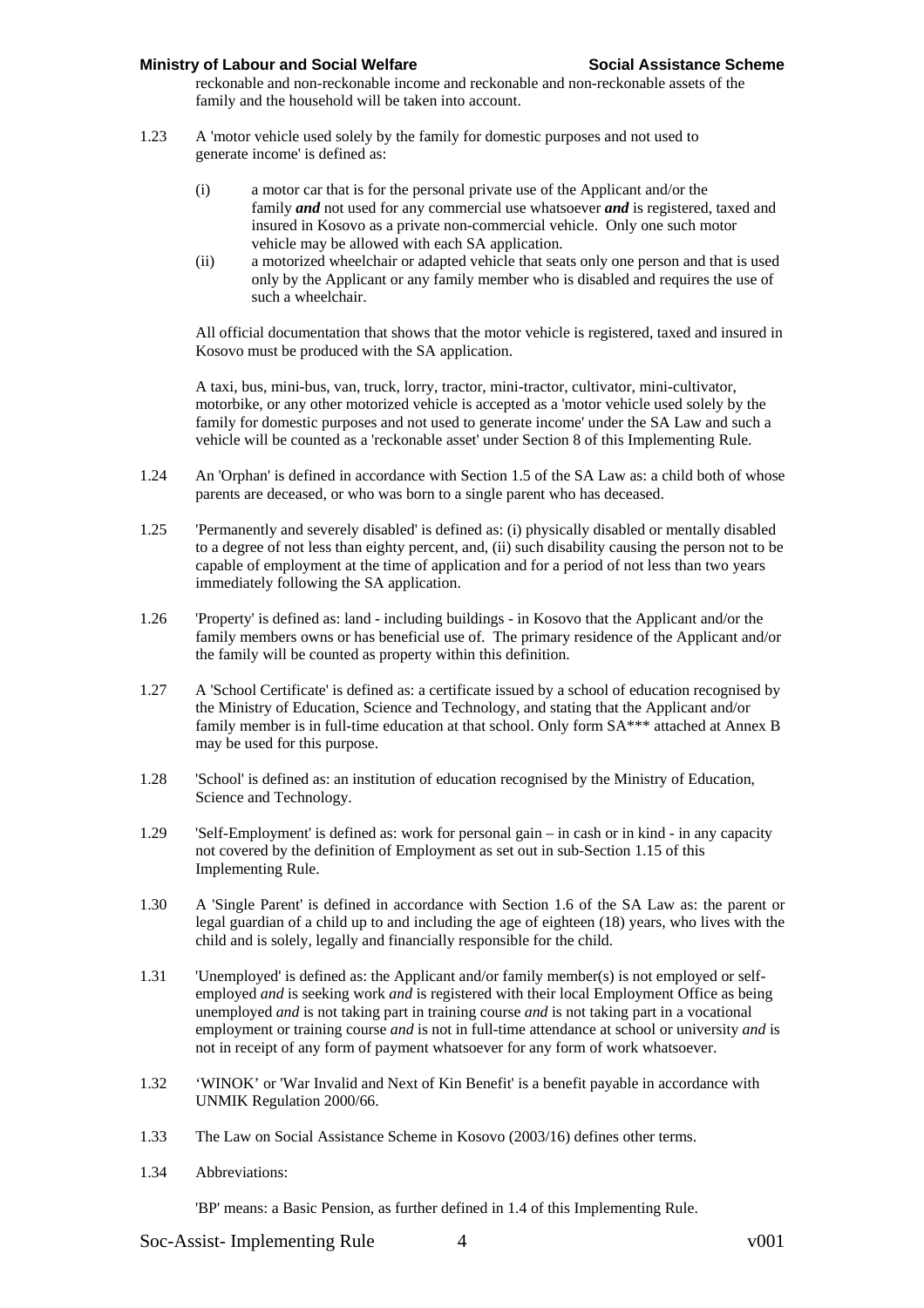reckonable and non-reckonable income and reckonable and non-reckonable assets of the family and the household will be taken into account.

1.23 A 'motor vehicle used solely by the family for domestic purposes and not used to generate income' is defined as:

   (i) a motor car that is for the personal private use of the Applicant and/or the family ***and*** not used for any commercial use whatsoever ***and*** is registered, taxed and insured in Kosovo as a private non-commercial vehicle. Only one such motor vehicle may be allowed with each SA application.

   (ii) a motorized wheelchair or adapted vehicle that seats only one person and that is used only by the Applicant or any family member who is disabled and requires the use of such a wheelchair.

   All official documentation that shows that the motor vehicle is registered, taxed and insured in Kosovo must be produced with the SA application.

   A taxi, bus, mini-bus, van, truck, lorry, tractor, mini-tractor, cultivator, mini-cultivator, motorbike, or any other motorized vehicle is accepted as a 'motor vehicle used solely by the family for domestic purposes and not used to generate income' under the SA Law and such a vehicle will be counted as a 'reckonable asset' under Section 8 of this Implementing Rule.

1.24 An 'Orphan' is defined in accordance with Section 1.5 of the SA Law as: a child both of whose parents are deceased, or who was born to a single parent who has deceased.

1.25 'Permanently and severely disabled' is defined as: (i) physically disabled or mentally disabled to a degree of not less than eighty percent, and, (ii) such disability causing the person not to be capable of employment at the time of application and for a period of not less than two years immediately following the SA application.

1.26 'Property' is defined as: land - including buildings - in Kosovo that the Applicant and/or the family members owns or has beneficial use of. The primary residence of the Applicant and/or the family will be counted as property within this definition.

1.27 A 'School Certificate' is defined as: a certificate issued by a school of education recognised by the Ministry of Education, Science and Technology, and stating that the Applicant and/or family member is in full-time education at that school. Only form SA*** attached at Annex B may be used for this purpose.

1.28 'School' is defined as: an institution of education recognised by the Ministry of Education, Science and Technology.

1.29 'Self-Employment' is defined as: work for personal gain – in cash or in kind - in any capacity not covered by the definition of Employment as set out in sub-Section 1.15 of this Implementing Rule.

1.30 A 'Single Parent' is defined in accordance with Section 1.6 of the SA Law as: the parent or legal guardian of a child up to and including the age of eighteen (18) years, who lives with the child and is solely, legally and financially responsible for the child.

1.31 'Unemployed' is defined as: the Applicant and/or family member(s) is not employed or self-employed *and* is seeking work *and* is registered with their local Employment Office as being unemployed *and* is not taking part in training course *and* is not taking part in a vocational employment or training course *and* is not in full-time attendance at school or university *and* is not in receipt of any form of payment whatsoever for any form of work whatsoever.

1.32 'WINOK' or 'War Invalid and Next of Kin Benefit' is a benefit payable in accordance with UNMIK Regulation 2000/66.

1.33 The Law on Social Assistance Scheme in Kosovo (2003/16) defines other terms.

1.34 Abbreviations:

   'BP' means: a Basic Pension, as further defined in 1.4 of this Implementing Rule.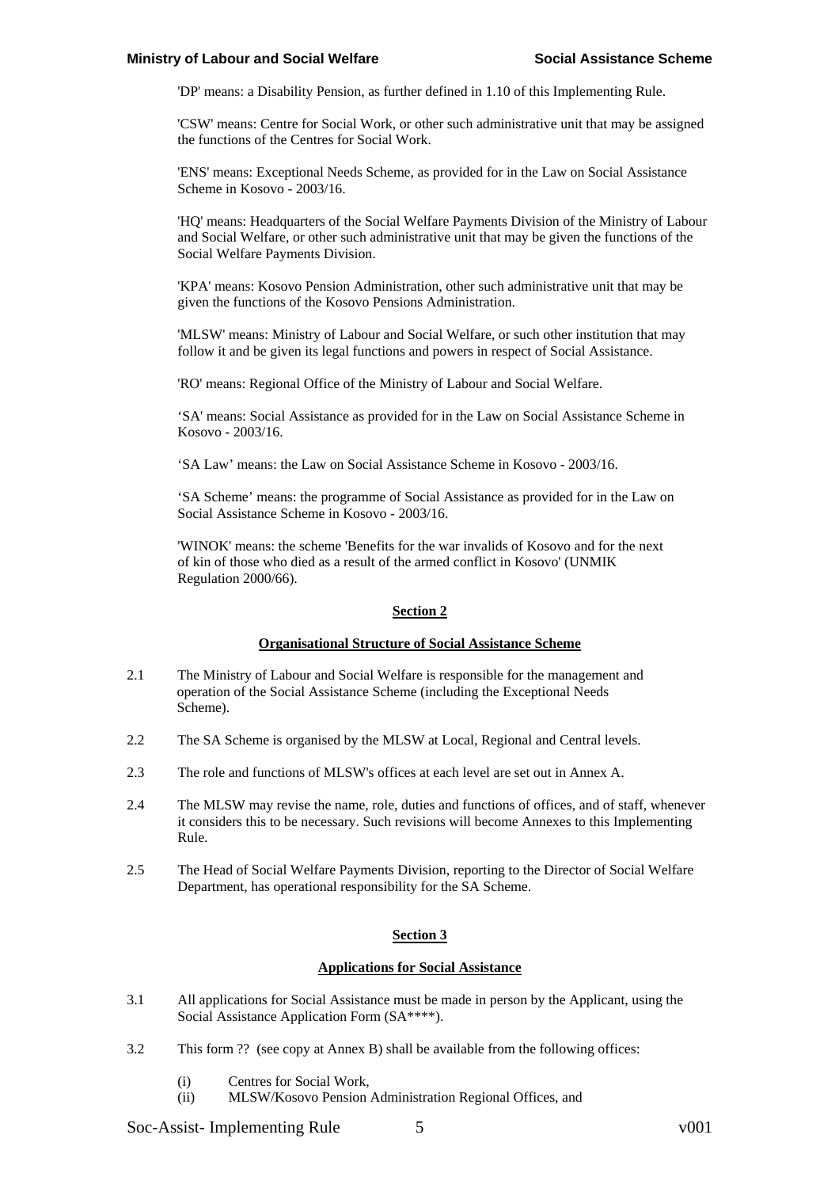'DP' means: a Disability Pension, as further defined in 1.10 of this Implementing Rule.

'CSW' means: Centre for Social Work, or other such administrative unit that may be assigned the functions of the Centres for Social Work.

'ENS' means: Exceptional Needs Scheme, as provided for in the Law on Social Assistance Scheme in Kosovo - 2003/16.

'HQ' means: Headquarters of the Social Welfare Payments Division of the Ministry of Labour and Social Welfare, or other such administrative unit that may be given the functions of the Social Welfare Payments Division.

'KPA' means: Kosovo Pension Administration, other such administrative unit that may be given the functions of the Kosovo Pensions Administration.

'MLSW' means: Ministry of Labour and Social Welfare, or such other institution that may follow it and be given its legal functions and powers in respect of Social Assistance.

'RO' means: Regional Office of the Ministry of Labour and Social Welfare.

'SA' means: Social Assistance as provided for in the Law on Social Assistance Scheme in Kosovo - 2003/16.

'SA Law' means: the Law on Social Assistance Scheme in Kosovo - 2003/16.

'SA Scheme' means: the programme of Social Assistance as provided for in the Law on Social Assistance Scheme in Kosovo - 2003/16.

'WINOK' means: the scheme 'Benefits for the war invalids of Kosovo and for the next of kin of those who died as a result of the armed conflict in Kosovo' (UNMIK Regulation 2000/66).

## Section 2

### Organisational Structure of Social Assistance Scheme

2.1 The Ministry of Labour and Social Welfare is responsible for the management and operation of the Social Assistance Scheme (including the Exceptional Needs Scheme).

2.2 The SA Scheme is organised by the MLSW at Local, Regional and Central levels.

2.3 The role and functions of MLSW's offices at each level are set out in Annex A.

2.4 The MLSW may revise the name, role, duties and functions of offices, and of staff, whenever it considers this to be necessary. Such revisions will become Annexes to this Implementing Rule.

2.5 The Head of Social Welfare Payments Division, reporting to the Director of Social Welfare Department, has operational responsibility for the SA Scheme.

## Section 3

### Applications for Social Assistance

3.1 All applications for Social Assistance must be made in person by the Applicant, using the Social Assistance Application Form (SA****).

3.2 This form ?? (see copy at Annex B) shall be available from the following offices:

(i) Centres for Social Work,
(ii) MLSW/Kosovo Pension Administration Regional Offices, and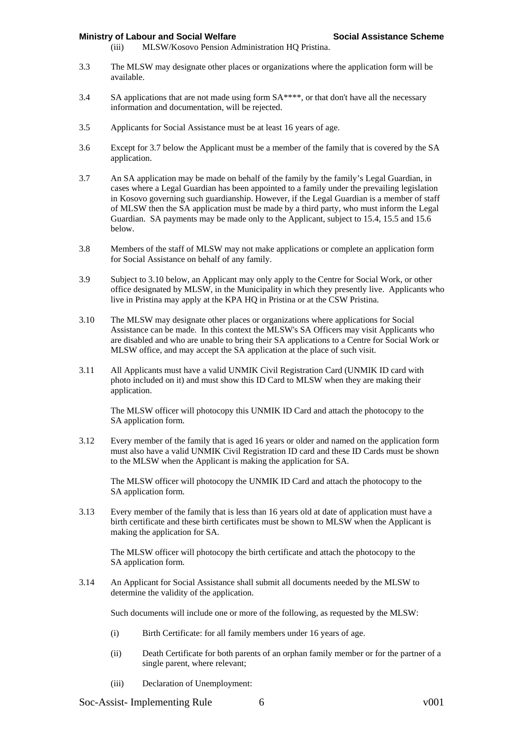(iii) MLSW/Kosovo Pension Administration HQ Pristina.

3.3 The MLSW may designate other places or organizations where the application form will be available.

3.4 SA applications that are not made using form SA****, or that don't have all the necessary information and documentation, will be rejected.

3.5 Applicants for Social Assistance must be at least 16 years of age.

3.6 Except for 3.7 below the Applicant must be a member of the family that is covered by the SA application.

3.7 An SA application may be made on behalf of the family by the family's Legal Guardian, in cases where a Legal Guardian has been appointed to a family under the prevailing legislation in Kosovo governing such guardianship. However, if the Legal Guardian is a member of staff of MLSW then the SA application must be made by a third party, who must inform the Legal Guardian. SA payments may be made only to the Applicant, subject to 15.4, 15.5 and 15.6 below.

3.8 Members of the staff of MLSW may not make applications or complete an application form for Social Assistance on behalf of any family.

3.9 Subject to 3.10 below, an Applicant may only apply to the Centre for Social Work, or other office designated by MLSW, in the Municipality in which they presently live. Applicants who live in Pristina may apply at the KPA HQ in Pristina or at the CSW Pristina.

3.10 The MLSW may designate other places or organizations where applications for Social Assistance can be made. In this context the MLSW's SA Officers may visit Applicants who are disabled and who are unable to bring their SA applications to a Centre for Social Work or MLSW office, and may accept the SA application at the place of such visit.

3.11 All Applicants must have a valid UNMIK Civil Registration Card (UNMIK ID card with photo included on it) and must show this ID Card to MLSW when they are making their application.

The MLSW officer will photocopy this UNMIK ID Card and attach the photocopy to the SA application form.

3.12 Every member of the family that is aged 16 years or older and named on the application form must also have a valid UNMIK Civil Registration ID card and these ID Cards must be shown to the MLSW when the Applicant is making the application for SA.

The MLSW officer will photocopy the UNMIK ID Card and attach the photocopy to the SA application form.

3.13 Every member of the family that is less than 16 years old at date of application must have a birth certificate and these birth certificates must be shown to MLSW when the Applicant is making the application for SA.

The MLSW officer will photocopy the birth certificate and attach the photocopy to the SA application form.

3.14 An Applicant for Social Assistance shall submit all documents needed by the MLSW to determine the validity of the application.

Such documents will include one or more of the following, as requested by the MLSW:

(i) Birth Certificate: for all family members under 16 years of age.

(ii) Death Certificate for both parents of an orphan family member or for the partner of a single parent, where relevant;

(iii) Declaration of Unemployment: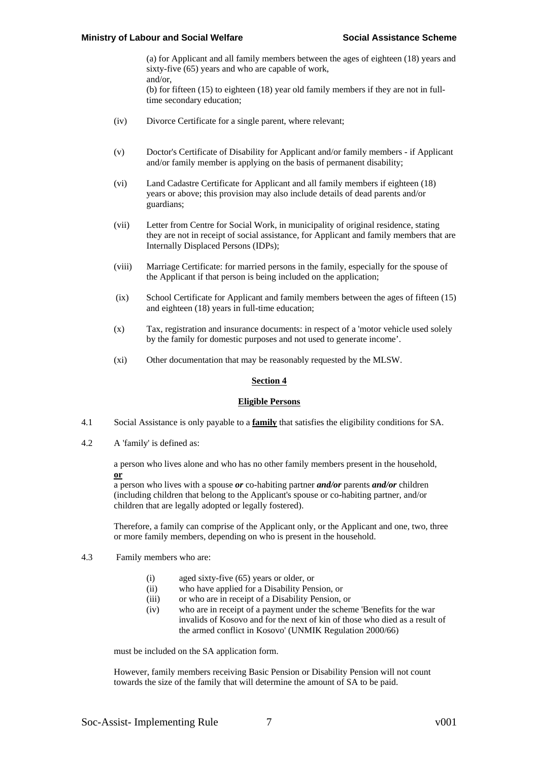(a) for Applicant and all family members between the ages of eighteen (18) years and sixty-five (65) years and who are capable of work,
and/or,
(b) for fifteen (15) to eighteen (18) year old family members if they are not in full-time secondary education;

(iv) Divorce Certificate for a single parent, where relevant;

(v) Doctor's Certificate of Disability for Applicant and/or family members - if Applicant and/or family member is applying on the basis of permanent disability;

(vi) Land Cadastre Certificate for Applicant and all family members if eighteen (18) years or above; this provision may also include details of dead parents and/or guardians;

(vii) Letter from Centre for Social Work, in municipality of original residence, stating they are not in receipt of social assistance, for Applicant and family members that are Internally Displaced Persons (IDPs);

(viii) Marriage Certificate: for married persons in the family, especially for the spouse of the Applicant if that person is being included on the application;

(ix) School Certificate for Applicant and family members between the ages of fifteen (15) and eighteen (18) years in full-time education;

(x) Tax, registration and insurance documents: in respect of a 'motor vehicle used solely by the family for domestic purposes and not used to generate income'.

(xi) Other documentation that may be reasonably requested by the MLSW.

## Section 4

## Eligible Persons

4.1 Social Assistance is only payable to a **family** that satisfies the eligibility conditions for SA.

4.2 A 'family' is defined as:

a person who lives alone and who has no other family members present in the household,
**or**
a person who lives with a spouse ***or*** co-habiting partner ***and/or*** parents ***and/or*** children (including children that belong to the Applicant's spouse or co-habiting partner, and/or children that are legally adopted or legally fostered).

Therefore, a family can comprise of the Applicant only, or the Applicant and one, two, three or more family members, depending on who is present in the household.

4.3 Family members who are:

(i) aged sixty-five (65) years or older, or
(ii) who have applied for a Disability Pension, or
(iii) or who are in receipt of a Disability Pension, or
(iv) who are in receipt of a payment under the scheme 'Benefits for the war invalids of Kosovo and for the next of kin of those who died as a result of the armed conflict in Kosovo' (UNMIK Regulation 2000/66)

must be included on the SA application form.

However, family members receiving Basic Pension or Disability Pension will not count towards the size of the family that will determine the amount of SA to be paid.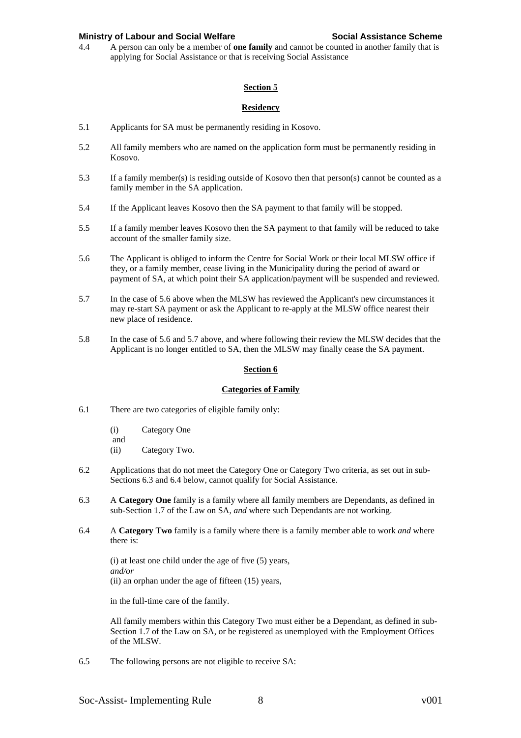4.4 A person can only be a member of **one family** and cannot be counted in another family that is applying for Social Assistance or that is receiving Social Assistance

## Section 5

### Residency

5.1 Applicants for SA must be permanently residing in Kosovo.

5.2 All family members who are named on the application form must be permanently residing in Kosovo.

5.3 If a family member(s) is residing outside of Kosovo then that person(s) cannot be counted as a family member in the SA application.

5.4 If the Applicant leaves Kosovo then the SA payment to that family will be stopped.

5.5 If a family member leaves Kosovo then the SA payment to that family will be reduced to take account of the smaller family size.

5.6 The Applicant is obliged to inform the Centre for Social Work or their local MLSW office if they, or a family member, cease living in the Municipality during the period of award or payment of SA, at which point their SA application/payment will be suspended and reviewed.

5.7 In the case of 5.6 above when the MLSW has reviewed the Applicant's new circumstances it may re-start SA payment or ask the Applicant to re-apply at the MLSW office nearest their new place of residence.

5.8 In the case of 5.6 and 5.7 above, and where following their review the MLSW decides that the Applicant is no longer entitled to SA, then the MLSW may finally cease the SA payment.

## Section 6

### Categories of Family

6.1 There are two categories of eligible family only:

(i) Category One
and
(ii) Category Two.

6.2 Applications that do not meet the Category One or Category Two criteria, as set out in sub-Sections 6.3 and 6.4 below, cannot qualify for Social Assistance.

6.3 A **Category One** family is a family where all family members are Dependants, as defined in sub-Section 1.7 of the Law on SA, *and* where such Dependants are not working.

6.4 A **Category Two** family is a family where there is a family member able to work *and* where there is:

(i) at least one child under the age of five (5) years,
*and/or*
(ii) an orphan under the age of fifteen (15) years,

in the full-time care of the family.

All family members within this Category Two must either be a Dependant, as defined in sub-Section 1.7 of the Law on SA, or be registered as unemployed with the Employment Offices of the MLSW.

6.5 The following persons are not eligible to receive SA: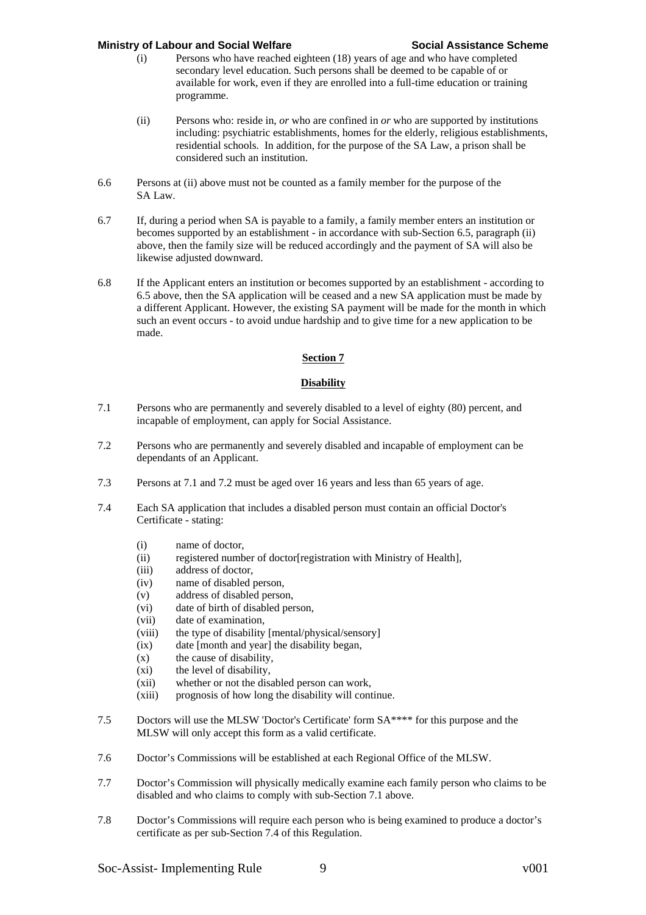(i) Persons who have reached eighteen (18) years of age and who have completed secondary level education. Such persons shall be deemed to be capable of or available for work, even if they are enrolled into a full-time education or training programme.

(ii) Persons who: reside in, *or* who are confined in *or* who are supported by institutions including: psychiatric establishments, homes for the elderly, religious establishments, residential schools. In addition, for the purpose of the SA Law, a prison shall be considered such an institution.

6.6 Persons at (ii) above must not be counted as a family member for the purpose of the SA Law.

6.7 If, during a period when SA is payable to a family, a family member enters an institution or becomes supported by an establishment - in accordance with sub-Section 6.5, paragraph (ii) above, then the family size will be reduced accordingly and the payment of SA will also be likewise adjusted downward.

6.8 If the Applicant enters an institution or becomes supported by an establishment - according to 6.5 above, then the SA application will be ceased and a new SA application must be made by a different Applicant. However, the existing SA payment will be made for the month in which such an event occurs - to avoid undue hardship and to give time for a new application to be made.

## Section 7

## Disability

7.1 Persons who are permanently and severely disabled to a level of eighty (80) percent, and incapable of employment, can apply for Social Assistance.

7.2 Persons who are permanently and severely disabled and incapable of employment can be dependants of an Applicant.

7.3 Persons at 7.1 and 7.2 must be aged over 16 years and less than 65 years of age.

7.4 Each SA application that includes a disabled person must contain an official Doctor's Certificate - stating:

- (i) name of doctor,
- (ii) registered number of doctor[registration with Ministry of Health],
- (iii) address of doctor,
- (iv) name of disabled person,
- (v) address of disabled person,
- (vi) date of birth of disabled person,
- (vii) date of examination,
- (viii) the type of disability [mental/physical/sensory]
- (ix) date [month and year] the disability began,
- (x) the cause of disability,
- (xi) the level of disability,
- (xii) whether or not the disabled person can work,
- (xiii) prognosis of how long the disability will continue.

7.5 Doctors will use the MLSW 'Doctor's Certificate' form SA**** for this purpose and the MLSW will only accept this form as a valid certificate.

7.6 Doctor's Commissions will be established at each Regional Office of the MLSW.

7.7 Doctor's Commission will physically medically examine each family person who claims to be disabled and who claims to comply with sub-Section 7.1 above.

7.8 Doctor's Commissions will require each person who is being examined to produce a doctor's certificate as per sub-Section 7.4 of this Regulation.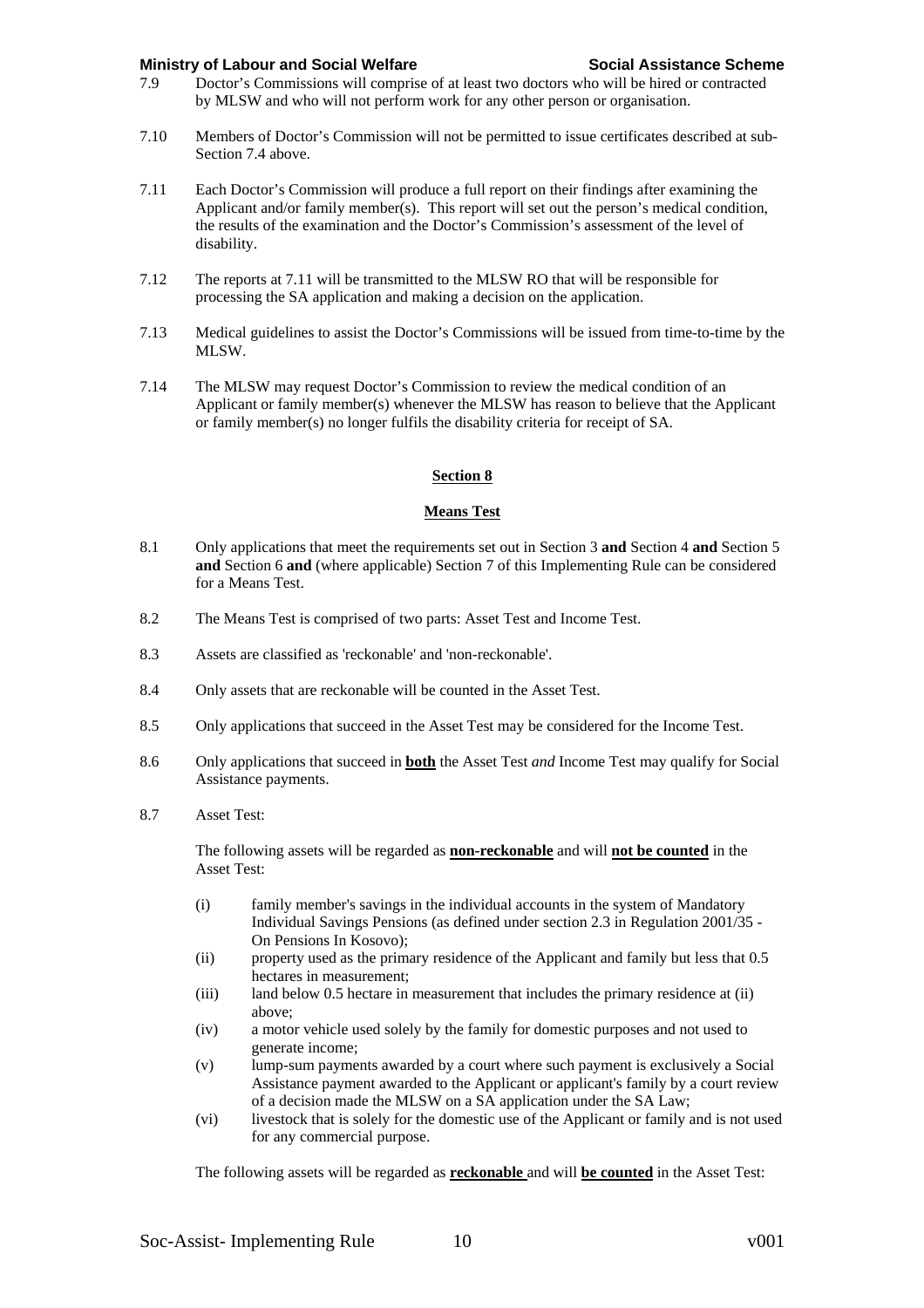7.9 Doctor's Commissions will comprise of at least two doctors who will be hired or contracted by MLSW and who will not perform work for any other person or organisation.

7.10 Members of Doctor's Commission will not be permitted to issue certificates described at sub-Section 7.4 above.

7.11 Each Doctor's Commission will produce a full report on their findings after examining the Applicant and/or family member(s). This report will set out the person's medical condition, the results of the examination and the Doctor's Commission's assessment of the level of disability.

7.12 The reports at 7.11 will be transmitted to the MLSW RO that will be responsible for processing the SA application and making a decision on the application.

7.13 Medical guidelines to assist the Doctor's Commissions will be issued from time-to-time by the MLSW.

7.14 The MLSW may request Doctor's Commission to review the medical condition of an Applicant or family member(s) whenever the MLSW has reason to believe that the Applicant or family member(s) no longer fulfils the disability criteria for receipt of SA.

## Section 8

## Means Test

8.1 Only applications that meet the requirements set out in Section 3 **and** Section 4 **and** Section 5 **and** Section 6 **and** (where applicable) Section 7 of this Implementing Rule can be considered for a Means Test.

8.2 The Means Test is comprised of two parts: Asset Test and Income Test.

8.3 Assets are classified as 'reckonable' and 'non-reckonable'.

8.4 Only assets that are reckonable will be counted in the Asset Test.

8.5 Only applications that succeed in the Asset Test may be considered for the Income Test.

8.6 Only applications that succeed in **both** the Asset Test *and* Income Test may qualify for Social Assistance payments.

8.7 Asset Test:

The following assets will be regarded as **non-reckonable** and will **not be counted** in the Asset Test:

(i) family member's savings in the individual accounts in the system of Mandatory Individual Savings Pensions (as defined under section 2.3 in Regulation 2001/35 - On Pensions In Kosovo);
(ii) property used as the primary residence of the Applicant and family but less that 0.5 hectares in measurement;
(iii) land below 0.5 hectare in measurement that includes the primary residence at (ii) above;
(iv) a motor vehicle used solely by the family for domestic purposes and not used to generate income;
(v) lump-sum payments awarded by a court where such payment is exclusively a Social Assistance payment awarded to the Applicant or applicant's family by a court review of a decision made the MLSW on a SA application under the SA Law;
(vi) livestock that is solely for the domestic use of the Applicant or family and is not used for any commercial purpose.

The following assets will be regarded as **reckonable** and will **be counted** in the Asset Test: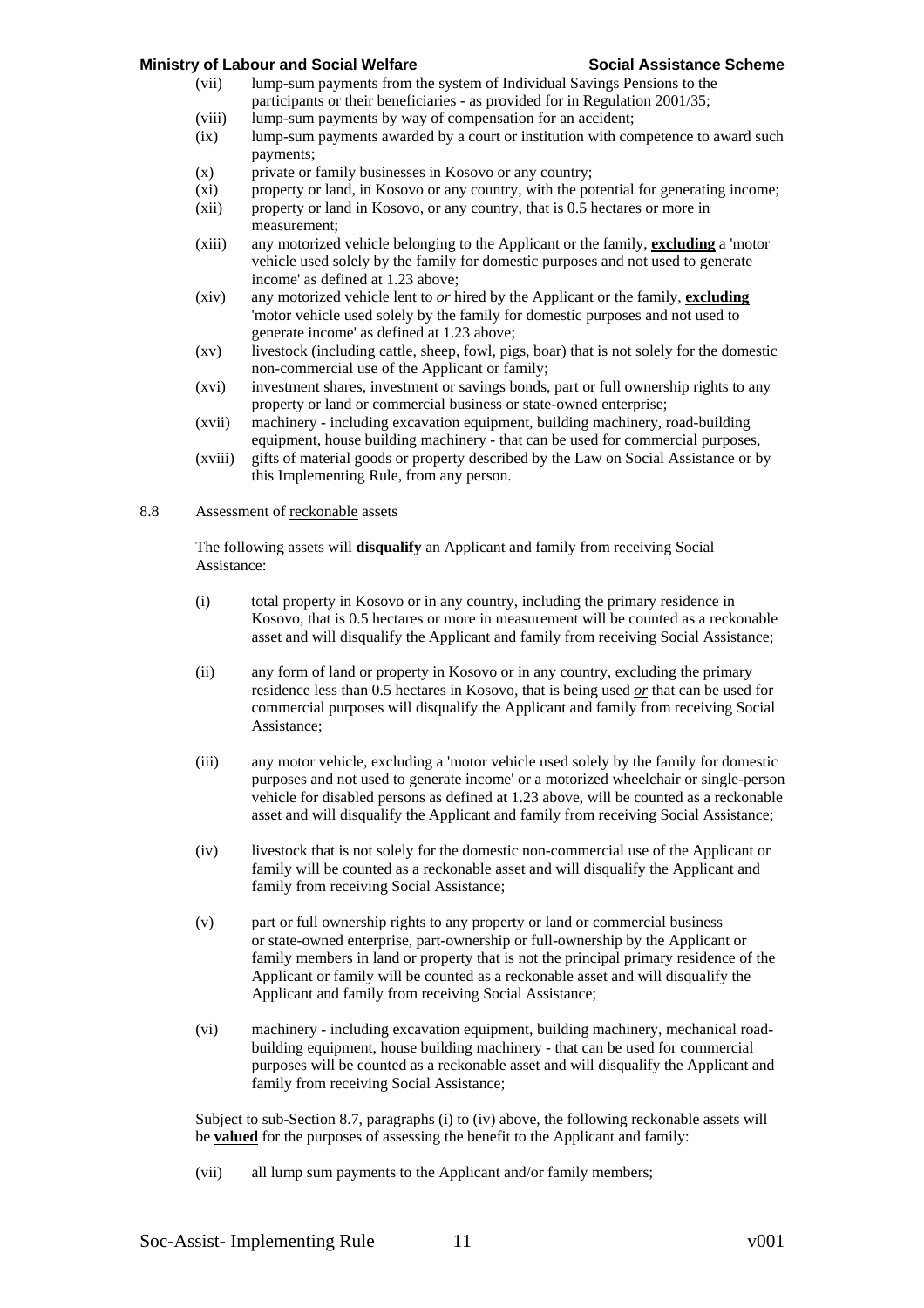(vii) lump-sum payments from the system of Individual Savings Pensions to the participants or their beneficiaries - as provided for in Regulation 2001/35;

(viii) lump-sum payments by way of compensation for an accident;

(ix) lump-sum payments awarded by a court or institution with competence to award such payments;

(x) private or family businesses in Kosovo or any country;

(xi) property or land, in Kosovo or any country, with the potential for generating income;

(xii) property or land in Kosovo, or any country, that is 0.5 hectares or more in measurement;

(xiii) any motorized vehicle belonging to the Applicant or the family, **excluding** a 'motor vehicle used solely by the family for domestic purposes and not used to generate income' as defined at 1.23 above;

(xiv) any motorized vehicle lent to *or* hired by the Applicant or the family, **excluding** 'motor vehicle used solely by the family for domestic purposes and not used to generate income' as defined at 1.23 above;

(xv) livestock (including cattle, sheep, fowl, pigs, boar) that is not solely for the domestic non-commercial use of the Applicant or family;

(xvi) investment shares, investment or savings bonds, part or full ownership rights to any property or land or commercial business or state-owned enterprise;

(xvii) machinery - including excavation equipment, building machinery, road-building equipment, house building machinery - that can be used for commercial purposes,

(xviii) gifts of material goods or property described by the Law on Social Assistance or by this Implementing Rule, from any person.

8.8 Assessment of reckonable assets

The following assets will **disqualify** an Applicant and family from receiving Social Assistance:

(i) total property in Kosovo or in any country, including the primary residence in Kosovo, that is 0.5 hectares or more in measurement will be counted as a reckonable asset and will disqualify the Applicant and family from receiving Social Assistance;

(ii) any form of land or property in Kosovo or in any country, excluding the primary residence less than 0.5 hectares in Kosovo, that is being used ***or*** that can be used for commercial purposes will disqualify the Applicant and family from receiving Social Assistance;

(iii) any motor vehicle, excluding a 'motor vehicle used solely by the family for domestic purposes and not used to generate income' or a motorized wheelchair or single-person vehicle for disabled persons as defined at 1.23 above, will be counted as a reckonable asset and will disqualify the Applicant and family from receiving Social Assistance;

(iv) livestock that is not solely for the domestic non-commercial use of the Applicant or family will be counted as a reckonable asset and will disqualify the Applicant and family from receiving Social Assistance;

(v) part or full ownership rights to any property or land or commercial business or state-owned enterprise, part-ownership or full-ownership by the Applicant or family members in land or property that is not the principal primary residence of the Applicant or family will be counted as a reckonable asset and will disqualify the Applicant and family from receiving Social Assistance;

(vi) machinery - including excavation equipment, building machinery, mechanical road-building equipment, house building machinery - that can be used for commercial purposes will be counted as a reckonable asset and will disqualify the Applicant and family from receiving Social Assistance;

Subject to sub-Section 8.7, paragraphs (i) to (iv) above, the following reckonable assets will be **valued** for the purposes of assessing the benefit to the Applicant and family:

(vii) all lump sum payments to the Applicant and/or family members;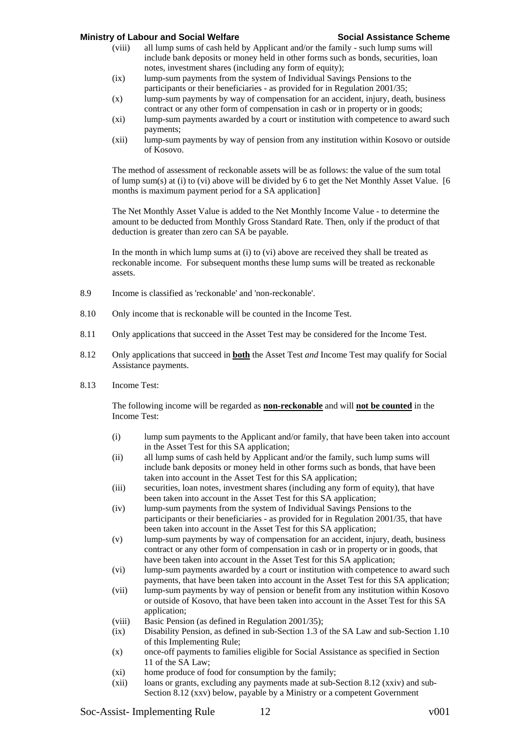(viii) all lump sums of cash held by Applicant and/or the family - such lump sums will include bank deposits or money held in other forms such as bonds, securities, loan notes, investment shares (including any form of equity);

(ix) lump-sum payments from the system of Individual Savings Pensions to the participants or their beneficiaries - as provided for in Regulation 2001/35;

(x) lump-sum payments by way of compensation for an accident, injury, death, business contract or any other form of compensation in cash or in property or in goods;

(xi) lump-sum payments awarded by a court or institution with competence to award such payments;

(xii) lump-sum payments by way of pension from any institution within Kosovo or outside of Kosovo.

The method of assessment of reckonable assets will be as follows: the value of the sum total of lump sum(s) at (i) to (vi) above will be divided by 6 to get the Net Monthly Asset Value. [6 months is maximum payment period for a SA application]

The Net Monthly Asset Value is added to the Net Monthly Income Value - to determine the amount to be deducted from Monthly Gross Standard Rate. Then, only if the product of that deduction is greater than zero can SA be payable.

In the month in which lump sums at (i) to (vi) above are received they shall be treated as reckonable income. For subsequent months these lump sums will be treated as reckonable assets.

8.9 Income is classified as 'reckonable' and 'non-reckonable'.

8.10 Only income that is reckonable will be counted in the Income Test.

8.11 Only applications that succeed in the Asset Test may be considered for the Income Test.

8.12 Only applications that succeed in **both** the Asset Test *and* Income Test may qualify for Social Assistance payments.

8.13 Income Test:

The following income will be regarded as **non-reckonable** and will **not be counted** in the Income Test:

(i) lump sum payments to the Applicant and/or family, that have been taken into account in the Asset Test for this SA application;

(ii) all lump sums of cash held by Applicant and/or the family, such lump sums will include bank deposits or money held in other forms such as bonds, that have been taken into account in the Asset Test for this SA application;

(iii) securities, loan notes, investment shares (including any form of equity), that have been taken into account in the Asset Test for this SA application;

(iv) lump-sum payments from the system of Individual Savings Pensions to the participants or their beneficiaries - as provided for in Regulation 2001/35, that have been taken into account in the Asset Test for this SA application;

(v) lump-sum payments by way of compensation for an accident, injury, death, business contract or any other form of compensation in cash or in property or in goods, that have been taken into account in the Asset Test for this SA application;

(vi) lump-sum payments awarded by a court or institution with competence to award such payments, that have been taken into account in the Asset Test for this SA application;

(vii) lump-sum payments by way of pension or benefit from any institution within Kosovo or outside of Kosovo, that have been taken into account in the Asset Test for this SA application;

(viii) Basic Pension (as defined in Regulation 2001/35);

(ix) Disability Pension, as defined in sub-Section 1.3 of the SA Law and sub-Section 1.10 of this Implementing Rule;

(x) once-off payments to families eligible for Social Assistance as specified in Section 11 of the SA Law;

(xi) home produce of food for consumption by the family;

(xii) loans or grants, excluding any payments made at sub-Section 8.12 (xxiv) and sub-Section 8.12 (xxv) below, payable by a Ministry or a competent Government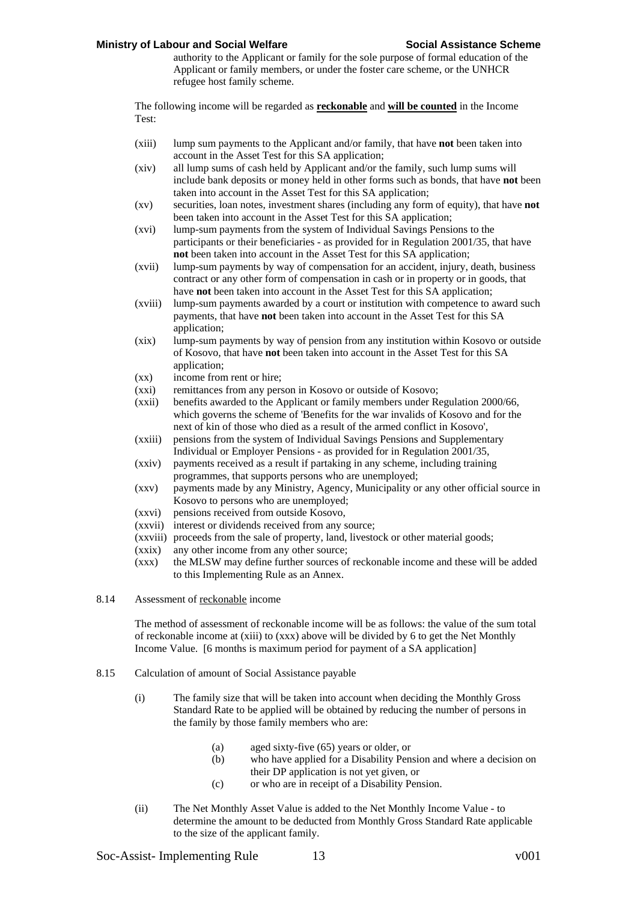authority to the Applicant or family for the sole purpose of formal education of the Applicant or family members, or under the foster care scheme, or the UNHCR refugee host family scheme.

The following income will be regarded as **reckonable** and **will be counted** in the Income Test:

- (xiii) lump sum payments to the Applicant and/or family, that have **not** been taken into account in the Asset Test for this SA application;
- (xiv) all lump sums of cash held by Applicant and/or the family, such lump sums will include bank deposits or money held in other forms such as bonds, that have **not** been taken into account in the Asset Test for this SA application;
- (xv) securities, loan notes, investment shares (including any form of equity), that have **not** been taken into account in the Asset Test for this SA application;
- (xvi) lump-sum payments from the system of Individual Savings Pensions to the participants or their beneficiaries - as provided for in Regulation 2001/35, that have **not** been taken into account in the Asset Test for this SA application;
- (xvii) lump-sum payments by way of compensation for an accident, injury, death, business contract or any other form of compensation in cash or in property or in goods, that have **not** been taken into account in the Asset Test for this SA application;
- (xviii) lump-sum payments awarded by a court or institution with competence to award such payments, that have **not** been taken into account in the Asset Test for this SA application;
- (xix) lump-sum payments by way of pension from any institution within Kosovo or outside of Kosovo, that have **not** been taken into account in the Asset Test for this SA application;
- (xx) income from rent or hire;
- (xxi) remittances from any person in Kosovo or outside of Kosovo;
- (xxii) benefits awarded to the Applicant or family members under Regulation 2000/66, which governs the scheme of 'Benefits for the war invalids of Kosovo and for the next of kin of those who died as a result of the armed conflict in Kosovo',
- (xxiii) pensions from the system of Individual Savings Pensions and Supplementary Individual or Employer Pensions - as provided for in Regulation 2001/35,
- (xxiv) payments received as a result if partaking in any scheme, including training programmes, that supports persons who are unemployed;
- (xxv) payments made by any Ministry, Agency, Municipality or any other official source in Kosovo to persons who are unemployed;
- (xxvi) pensions received from outside Kosovo,
- (xxvii) interest or dividends received from any source;
- (xxviii) proceeds from the sale of property, land, livestock or other material goods;
- (xxix) any other income from any other source;
- (xxx) the MLSW may define further sources of reckonable income and these will be added to this Implementing Rule as an Annex.

8.14 Assessment of reckonable income

The method of assessment of reckonable income will be as follows: the value of the sum total of reckonable income at (xiii) to (xxx) above will be divided by 6 to get the Net Monthly Income Value. [6 months is maximum period for payment of a SA application]

8.15 Calculation of amount of Social Assistance payable

- (i) The family size that will be taken into account when deciding the Monthly Gross Standard Rate to be applied will be obtained by reducing the number of persons in the family by those family members who are:
  - (a) aged sixty-five (65) years or older, or
  - (b) who have applied for a Disability Pension and where a decision on their DP application is not yet given, or
  - (c) or who are in receipt of a Disability Pension.
- (ii) The Net Monthly Asset Value is added to the Net Monthly Income Value - to determine the amount to be deducted from Monthly Gross Standard Rate applicable to the size of the applicant family.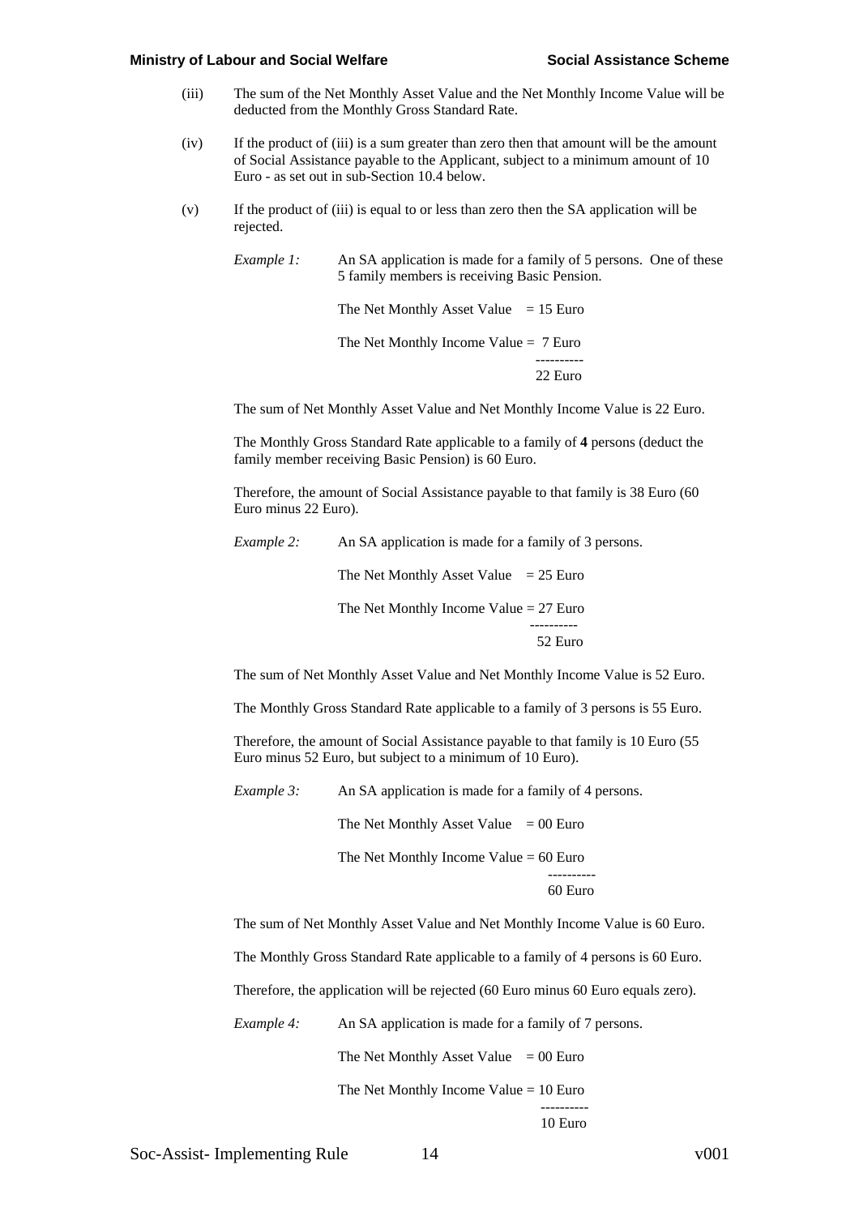(iii) The sum of the Net Monthly Asset Value and the Net Monthly Income Value will be deducted from the Monthly Gross Standard Rate.

(iv) If the product of (iii) is a sum greater than zero then that amount will be the amount of Social Assistance payable to the Applicant, subject to a minimum amount of 10 Euro - as set out in sub-Section 10.4 below.

(v) If the product of (iii) is equal to or less than zero then the SA application will be rejected.

*Example 1:* An SA application is made for a family of 5 persons. One of these 5 family members is receiving Basic Pension.

The Net Monthly Asset Value = 15 Euro

The Net Monthly Income Value = 7 Euro

----------

22 Euro

The sum of Net Monthly Asset Value and Net Monthly Income Value is 22 Euro.

The Monthly Gross Standard Rate applicable to a family of **4** persons (deduct the family member receiving Basic Pension) is 60 Euro.

Therefore, the amount of Social Assistance payable to that family is 38 Euro (60 Euro minus 22 Euro).

*Example 2:* An SA application is made for a family of 3 persons.

The Net Monthly Asset Value = 25 Euro

The Net Monthly Income Value = 27 Euro

----------

52 Euro

The sum of Net Monthly Asset Value and Net Monthly Income Value is 52 Euro.

The Monthly Gross Standard Rate applicable to a family of 3 persons is 55 Euro.

Therefore, the amount of Social Assistance payable to that family is 10 Euro (55 Euro minus 52 Euro, but subject to a minimum of 10 Euro).

*Example 3:* An SA application is made for a family of 4 persons.

The Net Monthly Asset Value = 00 Euro

The Net Monthly Income Value = 60 Euro

----------

60 Euro

The sum of Net Monthly Asset Value and Net Monthly Income Value is 60 Euro.

The Monthly Gross Standard Rate applicable to a family of 4 persons is 60 Euro.

Therefore, the application will be rejected (60 Euro minus 60 Euro equals zero).

*Example 4:* An SA application is made for a family of 7 persons.

The Net Monthly Asset Value = 00 Euro

The Net Monthly Income Value = 10 Euro

----------

10 Euro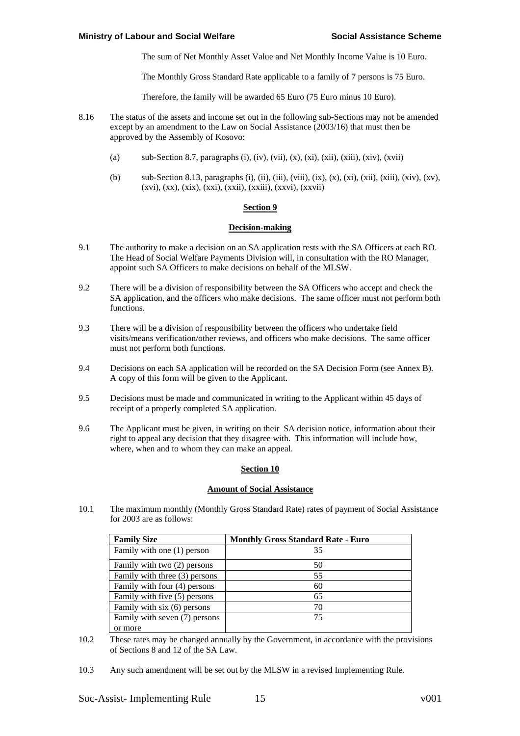The sum of Net Monthly Asset Value and Net Monthly Income Value is 10 Euro.

The Monthly Gross Standard Rate applicable to a family of 7 persons is 75 Euro.

Therefore, the family will be awarded 65 Euro (75 Euro minus 10 Euro).

8.16 The status of the assets and income set out in the following sub-Sections may not be amended except by an amendment to the Law on Social Assistance (2003/16) that must then be approved by the Assembly of Kosovo:

(a) sub-Section 8.7, paragraphs (i), (iv), (vii), (x), (xi), (xii), (xiii), (xiv), (xvii)

(b) sub-Section 8.13, paragraphs (i), (ii), (iii), (viii), (ix), (x), (xi), (xii), (xiii), (xiv), (xv), (xvi), (xx), (xix), (xxi), (xxii), (xxiii), (xxvi), (xxvii)

## Section 9

### Decision-making

9.1 The authority to make a decision on an SA application rests with the SA Officers at each RO. The Head of Social Welfare Payments Division will, in consultation with the RO Manager, appoint such SA Officers to make decisions on behalf of the MLSW.

9.2 There will be a division of responsibility between the SA Officers who accept and check the SA application, and the officers who make decisions. The same officer must not perform both functions.

9.3 There will be a division of responsibility between the officers who undertake field visits/means verification/other reviews, and officers who make decisions. The same officer must not perform both functions.

9.4 Decisions on each SA application will be recorded on the SA Decision Form (see Annex B). A copy of this form will be given to the Applicant.

9.5 Decisions must be made and communicated in writing to the Applicant within 45 days of receipt of a properly completed SA application.

9.6 The Applicant must be given, in writing on their SA decision notice, information about their right to appeal any decision that they disagree with. This information will include how, where, when and to whom they can make an appeal.

## Section 10

### Amount of Social Assistance

10.1 The maximum monthly (Monthly Gross Standard Rate) rates of payment of Social Assistance for 2003 are as follows:

| Family Size | Monthly Gross Standard Rate - Euro |
|---|---|
| Family with one (1) person | 35 |
| Family with two (2) persons | 50 |
| Family with three (3) persons | 55 |
| Family with four (4) persons | 60 |
| Family with five (5) persons | 65 |
| Family with six (6) persons | 70 |
| Family with seven (7) persons or more | 75 |

10.2 These rates may be changed annually by the Government, in accordance with the provisions of Sections 8 and 12 of the SA Law.

10.3 Any such amendment will be set out by the MLSW in a revised Implementing Rule.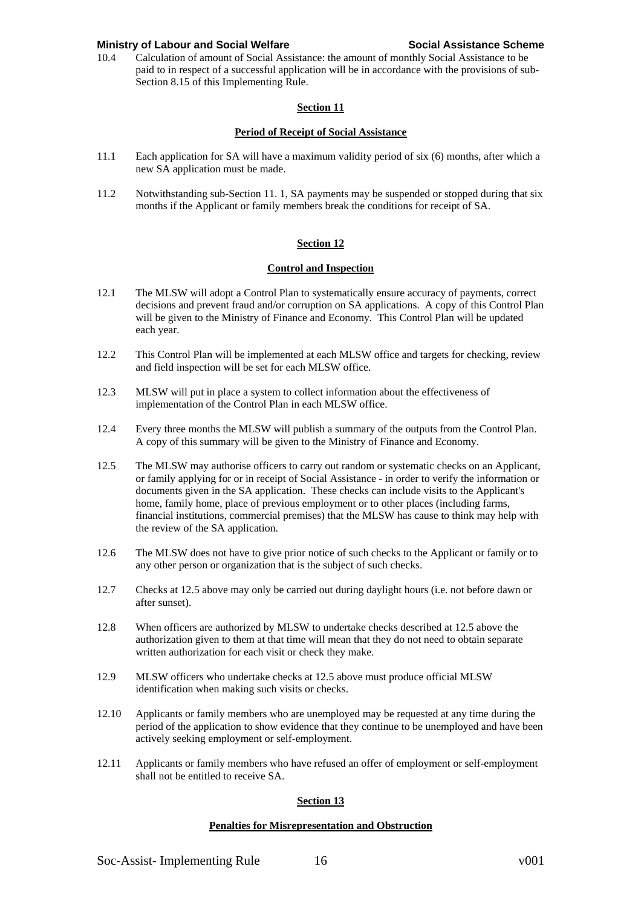10.4 Calculation of amount of Social Assistance: the amount of monthly Social Assistance to be paid to in respect of a successful application will be in accordance with the provisions of sub-Section 8.15 of this Implementing Rule.

## Section 11

### Period of Receipt of Social Assistance

11.1 Each application for SA will have a maximum validity period of six (6) months, after which a new SA application must be made.

11.2 Notwithstanding sub-Section 11. 1, SA payments may be suspended or stopped during that six months if the Applicant or family members break the conditions for receipt of SA.

## Section 12

### Control and Inspection

12.1 The MLSW will adopt a Control Plan to systematically ensure accuracy of payments, correct decisions and prevent fraud and/or corruption on SA applications. A copy of this Control Plan will be given to the Ministry of Finance and Economy. This Control Plan will be updated each year.

12.2 This Control Plan will be implemented at each MLSW office and targets for checking, review and field inspection will be set for each MLSW office.

12.3 MLSW will put in place a system to collect information about the effectiveness of implementation of the Control Plan in each MLSW office.

12.4 Every three months the MLSW will publish a summary of the outputs from the Control Plan. A copy of this summary will be given to the Ministry of Finance and Economy.

12.5 The MLSW may authorise officers to carry out random or systematic checks on an Applicant, or family applying for or in receipt of Social Assistance - in order to verify the information or documents given in the SA application. These checks can include visits to the Applicant's home, family home, place of previous employment or to other places (including farms, financial institutions, commercial premises) that the MLSW has cause to think may help with the review of the SA application.

12.6 The MLSW does not have to give prior notice of such checks to the Applicant or family or to any other person or organization that is the subject of such checks.

12.7 Checks at 12.5 above may only be carried out during daylight hours (i.e. not before dawn or after sunset).

12.8 When officers are authorized by MLSW to undertake checks described at 12.5 above the authorization given to them at that time will mean that they do not need to obtain separate written authorization for each visit or check they make.

12.9 MLSW officers who undertake checks at 12.5 above must produce official MLSW identification when making such visits or checks.

12.10 Applicants or family members who are unemployed may be requested at any time during the period of the application to show evidence that they continue to be unemployed and have been actively seeking employment or self-employment.

12.11 Applicants or family members who have refused an offer of employment or self-employment shall not be entitled to receive SA.

## Section 13

### Penalties for Misrepresentation and Obstruction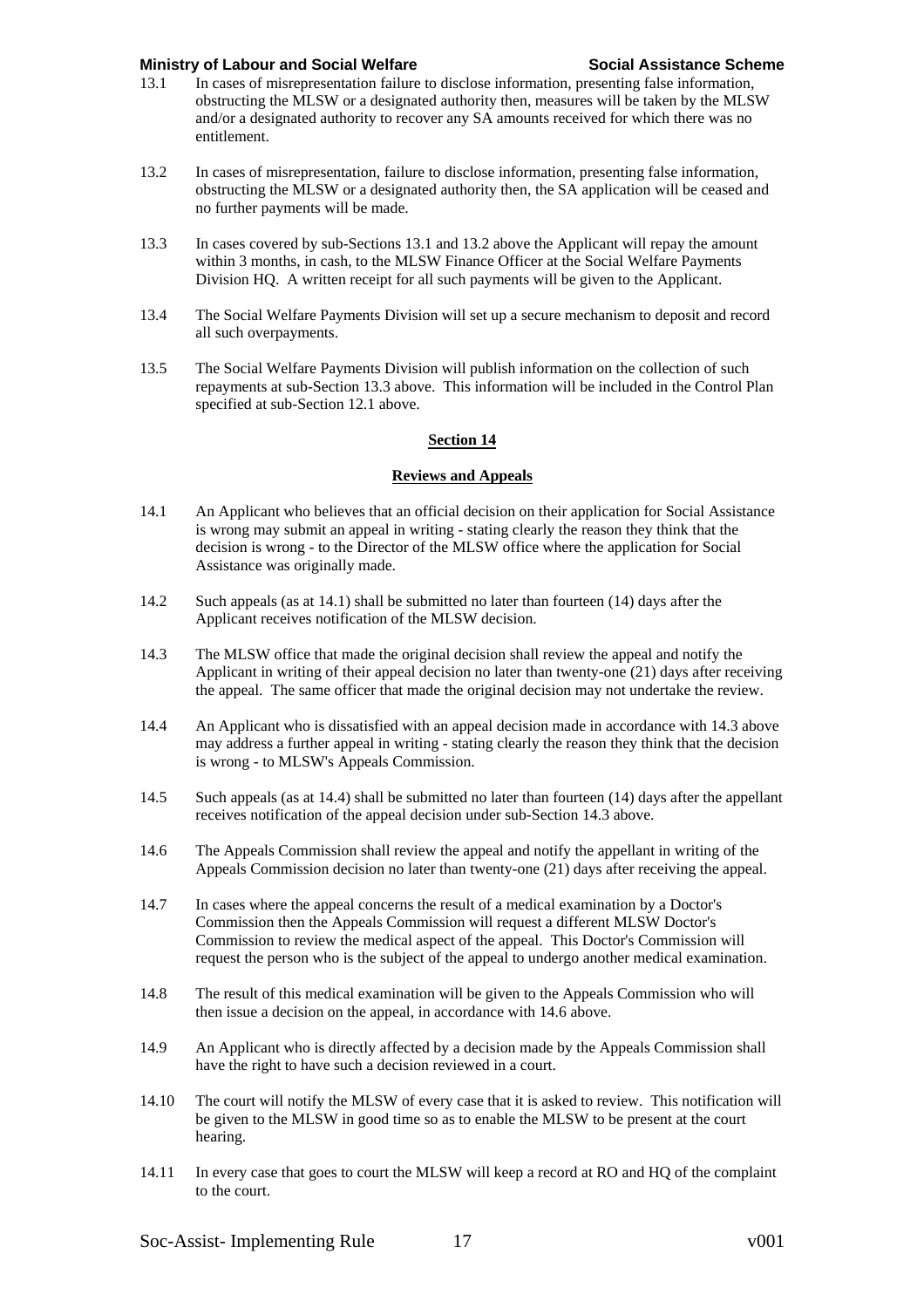13.1 In cases of misrepresentation failure to disclose information, presenting false information, obstructing the MLSW or a designated authority then, measures will be taken by the MLSW and/or a designated authority to recover any SA amounts received for which there was no entitlement.

13.2 In cases of misrepresentation, failure to disclose information, presenting false information, obstructing the MLSW or a designated authority then, the SA application will be ceased and no further payments will be made.

13.3 In cases covered by sub-Sections 13.1 and 13.2 above the Applicant will repay the amount within 3 months, in cash, to the MLSW Finance Officer at the Social Welfare Payments Division HQ. A written receipt for all such payments will be given to the Applicant.

13.4 The Social Welfare Payments Division will set up a secure mechanism to deposit and record all such overpayments.

13.5 The Social Welfare Payments Division will publish information on the collection of such repayments at sub-Section 13.3 above. This information will be included in the Control Plan specified at sub-Section 12.1 above.

## Section 14

### Reviews and Appeals

14.1 An Applicant who believes that an official decision on their application for Social Assistance is wrong may submit an appeal in writing - stating clearly the reason they think that the decision is wrong - to the Director of the MLSW office where the application for Social Assistance was originally made.

14.2 Such appeals (as at 14.1) shall be submitted no later than fourteen (14) days after the Applicant receives notification of the MLSW decision.

14.3 The MLSW office that made the original decision shall review the appeal and notify the Applicant in writing of their appeal decision no later than twenty-one (21) days after receiving the appeal. The same officer that made the original decision may not undertake the review.

14.4 An Applicant who is dissatisfied with an appeal decision made in accordance with 14.3 above may address a further appeal in writing - stating clearly the reason they think that the decision is wrong - to MLSW's Appeals Commission.

14.5 Such appeals (as at 14.4) shall be submitted no later than fourteen (14) days after the appellant receives notification of the appeal decision under sub-Section 14.3 above.

14.6 The Appeals Commission shall review the appeal and notify the appellant in writing of the Appeals Commission decision no later than twenty-one (21) days after receiving the appeal.

14.7 In cases where the appeal concerns the result of a medical examination by a Doctor's Commission then the Appeals Commission will request a different MLSW Doctor's Commission to review the medical aspect of the appeal. This Doctor's Commission will request the person who is the subject of the appeal to undergo another medical examination.

14.8 The result of this medical examination will be given to the Appeals Commission who will then issue a decision on the appeal, in accordance with 14.6 above.

14.9 An Applicant who is directly affected by a decision made by the Appeals Commission shall have the right to have such a decision reviewed in a court.

14.10 The court will notify the MLSW of every case that it is asked to review. This notification will be given to the MLSW in good time so as to enable the MLSW to be present at the court hearing.

14.11 In every case that goes to court the MLSW will keep a record at RO and HQ of the complaint to the court.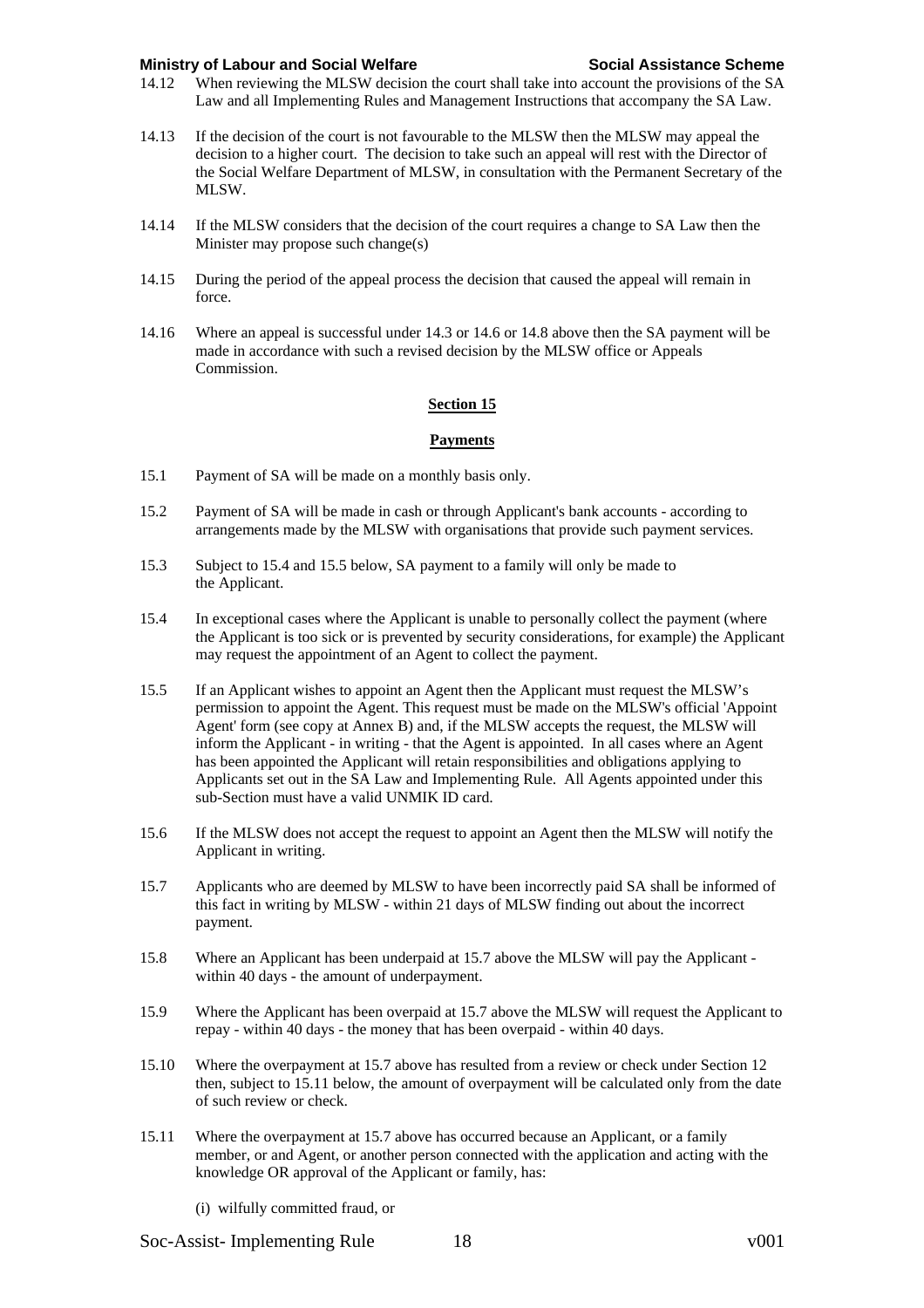14.12 When reviewing the MLSW decision the court shall take into account the provisions of the SA Law and all Implementing Rules and Management Instructions that accompany the SA Law.

14.13 If the decision of the court is not favourable to the MLSW then the MLSW may appeal the decision to a higher court. The decision to take such an appeal will rest with the Director of the Social Welfare Department of MLSW, in consultation with the Permanent Secretary of the MLSW.

14.14 If the MLSW considers that the decision of the court requires a change to SA Law then the Minister may propose such change(s)

14.15 During the period of the appeal process the decision that caused the appeal will remain in force.

14.16 Where an appeal is successful under 14.3 or 14.6 or 14.8 above then the SA payment will be made in accordance with such a revised decision by the MLSW office or Appeals Commission.

## Section 15

## Payments

15.1 Payment of SA will be made on a monthly basis only.

15.2 Payment of SA will be made in cash or through Applicant's bank accounts - according to arrangements made by the MLSW with organisations that provide such payment services.

15.3 Subject to 15.4 and 15.5 below, SA payment to a family will only be made to the Applicant.

15.4 In exceptional cases where the Applicant is unable to personally collect the payment (where the Applicant is too sick or is prevented by security considerations, for example) the Applicant may request the appointment of an Agent to collect the payment.

15.5 If an Applicant wishes to appoint an Agent then the Applicant must request the MLSW's permission to appoint the Agent. This request must be made on the MLSW's official 'Appoint Agent' form (see copy at Annex B) and, if the MLSW accepts the request, the MLSW will inform the Applicant - in writing - that the Agent is appointed. In all cases where an Agent has been appointed the Applicant will retain responsibilities and obligations applying to Applicants set out in the SA Law and Implementing Rule. All Agents appointed under this sub-Section must have a valid UNMIK ID card.

15.6 If the MLSW does not accept the request to appoint an Agent then the MLSW will notify the Applicant in writing.

15.7 Applicants who are deemed by MLSW to have been incorrectly paid SA shall be informed of this fact in writing by MLSW - within 21 days of MLSW finding out about the incorrect payment.

15.8 Where an Applicant has been underpaid at 15.7 above the MLSW will pay the Applicant - within 40 days - the amount of underpayment.

15.9 Where the Applicant has been overpaid at 15.7 above the MLSW will request the Applicant to repay - within 40 days - the money that has been overpaid - within 40 days.

15.10 Where the overpayment at 15.7 above has resulted from a review or check under Section 12 then, subject to 15.11 below, the amount of overpayment will be calculated only from the date of such review or check.

15.11 Where the overpayment at 15.7 above has occurred because an Applicant, or a family member, or and Agent, or another person connected with the application and acting with the knowledge OR approval of the Applicant or family, has:

(i) wilfully committed fraud, or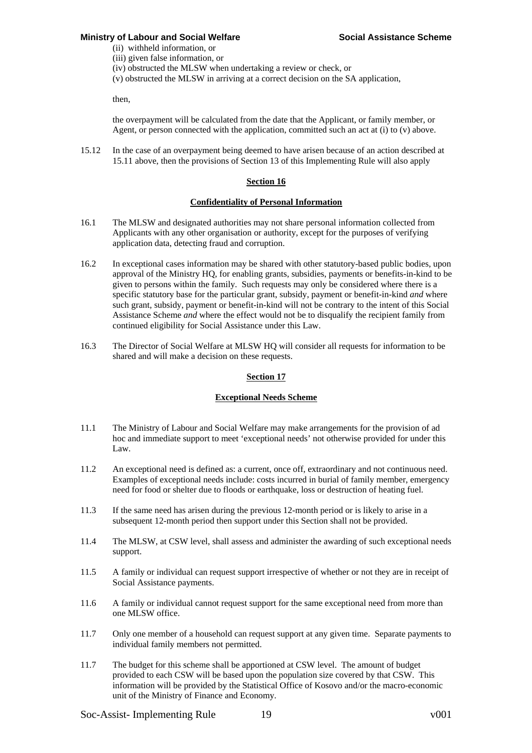(ii) withheld information, or
(iii) given false information, or
(iv) obstructed the MLSW when undertaking a review or check, or
(v) obstructed the MLSW in arriving at a correct decision on the SA application,

then,

the overpayment will be calculated from the date that the Applicant, or family member, or Agent, or person connected with the application, committed such an act at (i) to (v) above.

15.12 In the case of an overpayment being deemed to have arisen because of an action described at 15.11 above, then the provisions of Section 13 of this Implementing Rule will also apply

## Section 16

### Confidentiality of Personal Information

16.1 The MLSW and designated authorities may not share personal information collected from Applicants with any other organisation or authority, except for the purposes of verifying application data, detecting fraud and corruption.

16.2 In exceptional cases information may be shared with other statutory-based public bodies, upon approval of the Ministry HQ, for enabling grants, subsidies, payments or benefits-in-kind to be given to persons within the family. Such requests may only be considered where there is a specific statutory base for the particular grant, subsidy, payment or benefit-in-kind *and* where such grant, subsidy, payment or benefit-in-kind will not be contrary to the intent of this Social Assistance Scheme *and* where the effect would not be to disqualify the recipient family from continued eligibility for Social Assistance under this Law.

16.3 The Director of Social Welfare at MLSW HQ will consider all requests for information to be shared and will make a decision on these requests.

## Section 17

### Exceptional Needs Scheme

11.1 The Ministry of Labour and Social Welfare may make arrangements for the provision of ad hoc and immediate support to meet 'exceptional needs' not otherwise provided for under this Law.

11.2 An exceptional need is defined as: a current, once off, extraordinary and not continuous need. Examples of exceptional needs include: costs incurred in burial of family member, emergency need for food or shelter due to floods or earthquake, loss or destruction of heating fuel.

11.3 If the same need has arisen during the previous 12-month period or is likely to arise in a subsequent 12-month period then support under this Section shall not be provided.

11.4 The MLSW, at CSW level, shall assess and administer the awarding of such exceptional needs support.

11.5 A family or individual can request support irrespective of whether or not they are in receipt of Social Assistance payments.

11.6 A family or individual cannot request support for the same exceptional need from more than one MLSW office.

11.7 Only one member of a household can request support at any given time. Separate payments to individual family members not permitted.

11.7 The budget for this scheme shall be apportioned at CSW level. The amount of budget provided to each CSW will be based upon the population size covered by that CSW. This information will be provided by the Statistical Office of Kosovo and/or the macro-economic unit of the Ministry of Finance and Economy.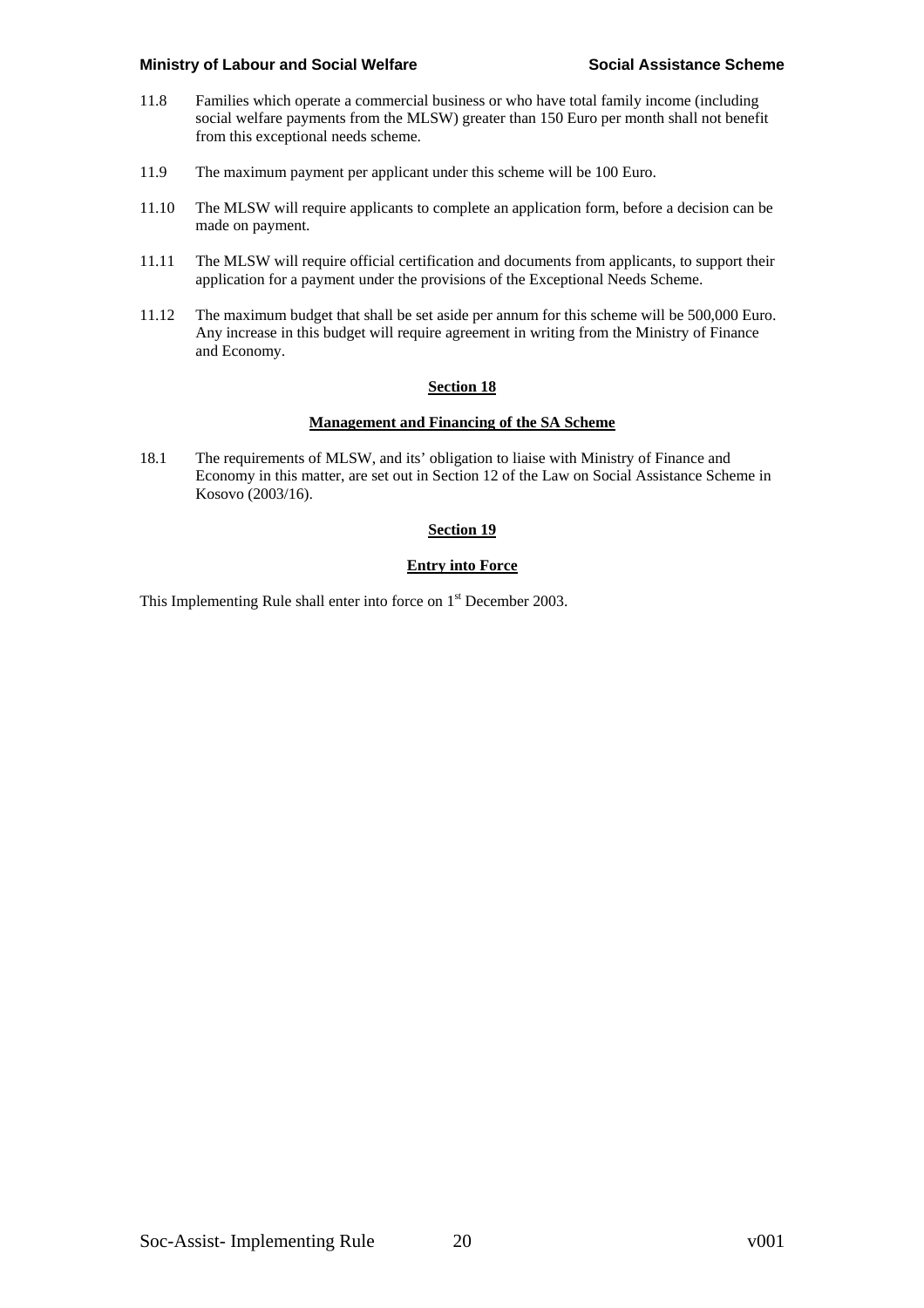11.8 Families which operate a commercial business or who have total family income (including social welfare payments from the MLSW) greater than 150 Euro per month shall not benefit from this exceptional needs scheme.

11.9 The maximum payment per applicant under this scheme will be 100 Euro.

11.10 The MLSW will require applicants to complete an application form, before a decision can be made on payment.

11.11 The MLSW will require official certification and documents from applicants, to support their application for a payment under the provisions of the Exceptional Needs Scheme.

11.12 The maximum budget that shall be set aside per annum for this scheme will be 500,000 Euro. Any increase in this budget will require agreement in writing from the Ministry of Finance and Economy.

## Section 18

### Management and Financing of the SA Scheme

18.1 The requirements of MLSW, and its' obligation to liaise with Ministry of Finance and Economy in this matter, are set out in Section 12 of the Law on Social Assistance Scheme in Kosovo (2003/16).

## Section 19

### Entry into Force

This Implementing Rule shall enter into force on 1st December 2003.